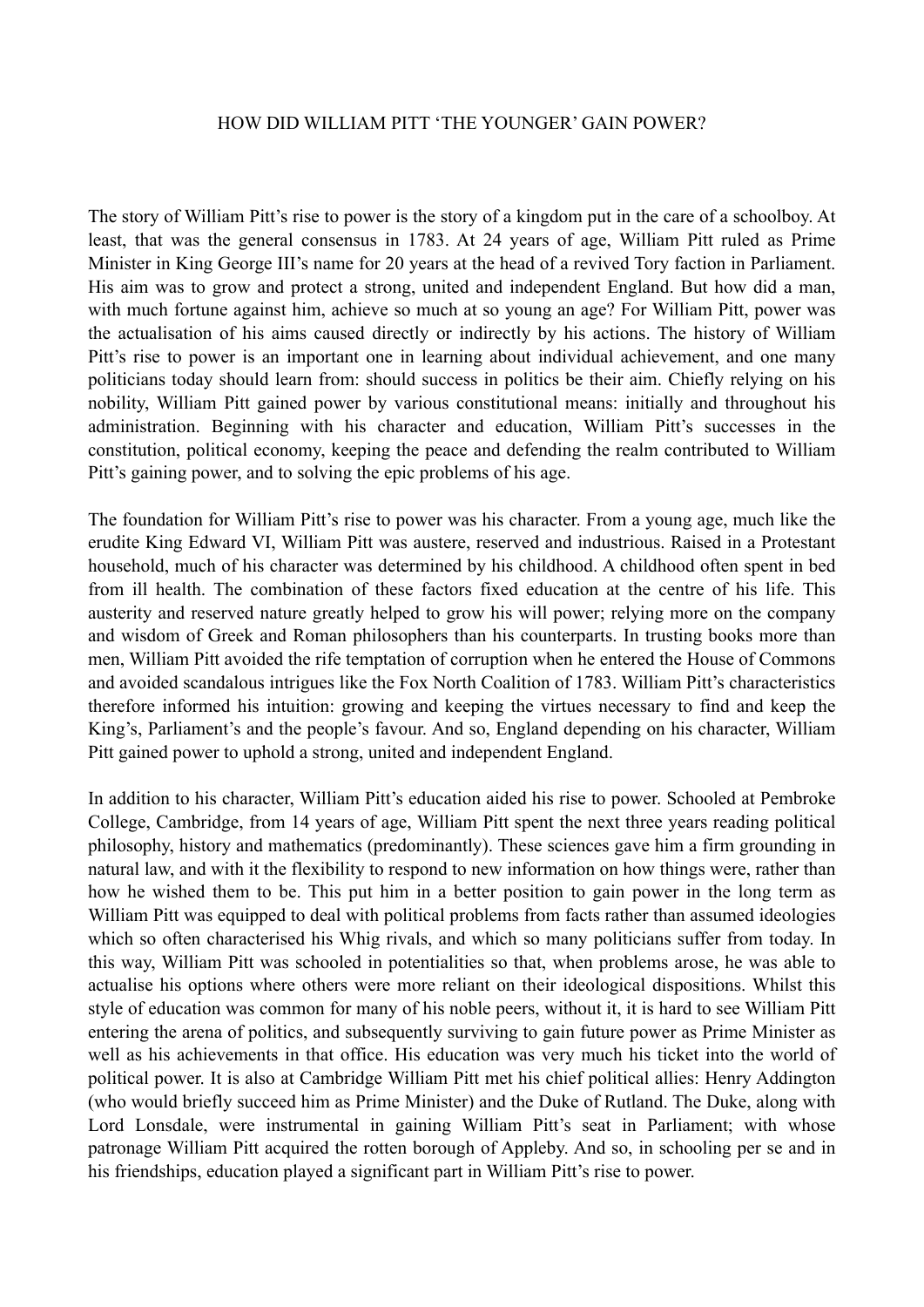# HOW DID WILLIAM PITT 'THE YOUNGER' GAIN POWER?

The story of William Pitt's rise to power is the story of a kingdom put in the care of a schoolboy. At least, that was the general consensus in 1783. At 24 years of age, William Pitt ruled as Prime Minister in King George III's name for 20 years at the head of a revived Tory faction in Parliament. His aim was to grow and protect a strong, united and independent England. But how did a man, with much fortune against him, achieve so much at so young an age? For William Pitt, power was the actualisation of his aims caused directly or indirectly by his actions. The history of William Pitt's rise to power is an important one in learning about individual achievement, and one many politicians today should learn from: should success in politics be their aim. Chiefly relying on his nobility, William Pitt gained power by various constitutional means: initially and throughout his administration. Beginning with his character and education, William Pitt's successes in the constitution, political economy, keeping the peace and defending the realm contributed to William Pitt's gaining power, and to solving the epic problems of his age.

The foundation for William Pitt's rise to power was his character. From a young age, much like the erudite King Edward VI, William Pitt was austere, reserved and industrious. Raised in a Protestant household, much of his character was determined by his childhood. A childhood often spent in bed from ill health. The combination of these factors fixed education at the centre of his life. This austerity and reserved nature greatly helped to grow his will power; relying more on the company and wisdom of Greek and Roman philosophers than his counterparts. In trusting books more than men, William Pitt avoided the rife temptation of corruption when he entered the House of Commons and avoided scandalous intrigues like the Fox North Coalition of 1783. William Pitt's characteristics therefore informed his intuition: growing and keeping the virtues necessary to find and keep the King's, Parliament's and the people's favour. And so, England depending on his character, William Pitt gained power to uphold a strong, united and independent England.

In addition to his character, William Pitt's education aided his rise to power. Schooled at Pembroke College, Cambridge, from 14 years of age, William Pitt spent the next three years reading political philosophy, history and mathematics (predominantly). These sciences gave him a firm grounding in natural law, and with it the flexibility to respond to new information on how things were, rather than how he wished them to be. This put him in a better position to gain power in the long term as William Pitt was equipped to deal with political problems from facts rather than assumed ideologies which so often characterised his Whig rivals, and which so many politicians suffer from today. In this way, William Pitt was schooled in potentialities so that, when problems arose, he was able to actualise his options where others were more reliant on their ideological dispositions. Whilst this style of education was common for many of his noble peers, without it, it is hard to see William Pitt entering the arena of politics, and subsequently surviving to gain future power as Prime Minister as well as his achievements in that office. His education was very much his ticket into the world of political power. It is also at Cambridge William Pitt met his chief political allies: Henry Addington (who would briefly succeed him as Prime Minister) and the Duke of Rutland. The Duke, along with Lord Lonsdale, were instrumental in gaining William Pitt's seat in Parliament; with whose patronage William Pitt acquired the rotten borough of Appleby. And so, in schooling per se and in his friendships, education played a significant part in William Pitt's rise to power.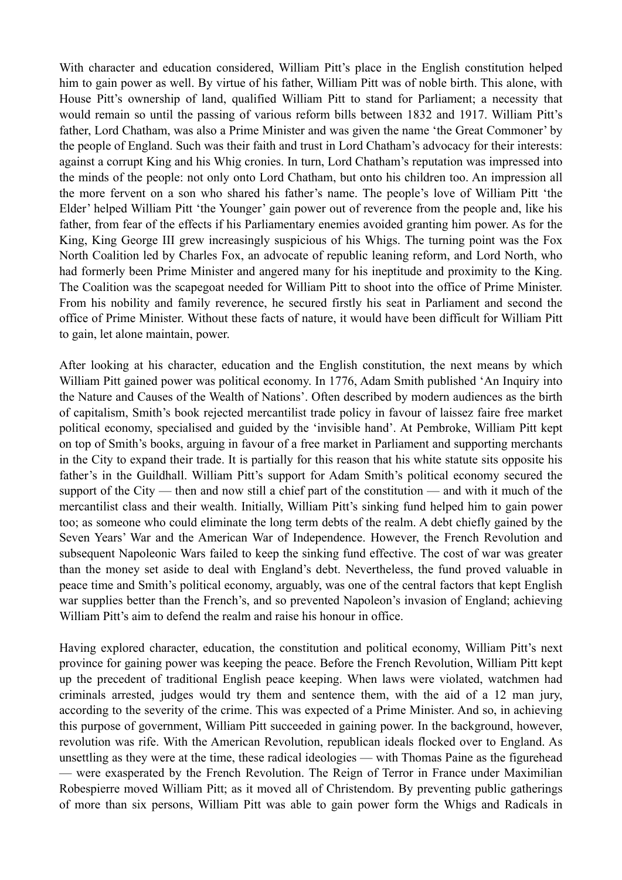With character and education considered, William Pitt's place in the English constitution helped him to gain power as well. By virtue of his father, William Pitt was of noble birth. This alone, with House Pitt's ownership of land, qualified William Pitt to stand for Parliament; a necessity that would remain so until the passing of various reform bills between 1832 and 1917. William Pitt's father, Lord Chatham, was also a Prime Minister and was given the name 'the Great Commoner' by the people of England. Such was their faith and trust in Lord Chatham's advocacy for their interests: against a corrupt King and his Whig cronies. In turn, Lord Chatham's reputation was impressed into the minds of the people: not only onto Lord Chatham, but onto his children too. An impression all the more fervent on a son who shared his father's name. The people's love of William Pitt 'the Elder' helped William Pitt 'the Younger' gain power out of reverence from the people and, like his father, from fear of the effects if his Parliamentary enemies avoided granting him power. As for the King, King George III grew increasingly suspicious of his Whigs. The turning point was the Fox North Coalition led by Charles Fox, an advocate of republic leaning reform, and Lord North, who had formerly been Prime Minister and angered many for his ineptitude and proximity to the King. The Coalition was the scapegoat needed for William Pitt to shoot into the office of Prime Minister. From his nobility and family reverence, he secured firstly his seat in Parliament and second the office of Prime Minister. Without these facts of nature, it would have been difficult for William Pitt to gain, let alone maintain, power.

After looking at his character, education and the English constitution, the next means by which William Pitt gained power was political economy. In 1776, Adam Smith published 'An Inquiry into the Nature and Causes of the Wealth of Nations'. Often described by modern audiences as the birth of capitalism, Smith's book rejected mercantilist trade policy in favour of laissez faire free market political economy, specialised and guided by the 'invisible hand'. At Pembroke, William Pitt kept on top of Smith's books, arguing in favour of a free market in Parliament and supporting merchants in the City to expand their trade. It is partially for this reason that his white statute sits opposite his father's in the Guildhall. William Pitt's support for Adam Smith's political economy secured the support of the City — then and now still a chief part of the constitution — and with it much of the mercantilist class and their wealth. Initially, William Pitt's sinking fund helped him to gain power too; as someone who could eliminate the long term debts of the realm. A debt chiefly gained by the Seven Years' War and the American War of Independence. However, the French Revolution and subsequent Napoleonic Wars failed to keep the sinking fund effective. The cost of war was greater than the money set aside to deal with England's debt. Nevertheless, the fund proved valuable in peace time and Smith's political economy, arguably, was one of the central factors that kept English war supplies better than the French's, and so prevented Napoleon's invasion of England; achieving William Pitt's aim to defend the realm and raise his honour in office.

Having explored character, education, the constitution and political economy, William Pitt's next province for gaining power was keeping the peace. Before the French Revolution, William Pitt kept up the precedent of traditional English peace keeping. When laws were violated, watchmen had criminals arrested, judges would try them and sentence them, with the aid of a 12 man jury, according to the severity of the crime. This was expected of a Prime Minister. And so, in achieving this purpose of government, William Pitt succeeded in gaining power. In the background, however, revolution was rife. With the American Revolution, republican ideals flocked over to England. As unsettling as they were at the time, these radical ideologies — with Thomas Paine as the figurehead — were exasperated by the French Revolution. The Reign of Terror in France under Maximilian Robespierre moved William Pitt; as it moved all of Christendom. By preventing public gatherings of more than six persons, William Pitt was able to gain power form the Whigs and Radicals in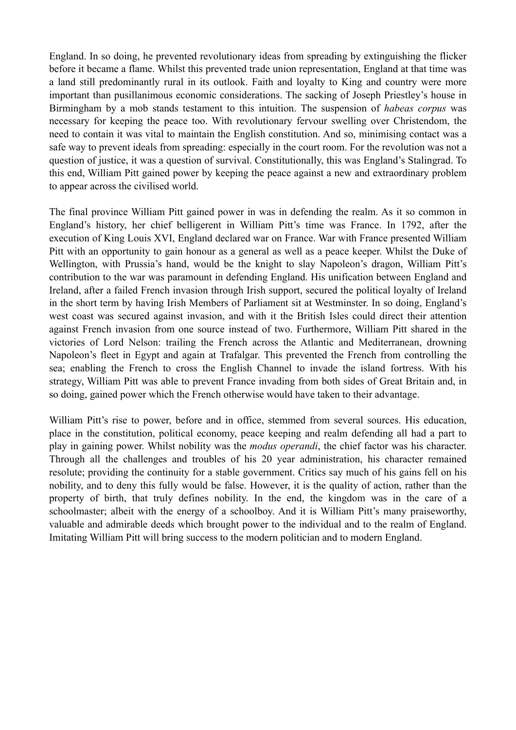England. In so doing, he prevented revolutionary ideas from spreading by extinguishing the flicker before it became a flame. Whilst this prevented trade union representation, England at that time was a land still predominantly rural in its outlook. Faith and loyalty to King and country were more important than pusillanimous economic considerations. The sacking of Joseph Priestley's house in Birmingham by a mob stands testament to this intuition. The suspension of *habeas corpus* was necessary for keeping the peace too. With revolutionary fervour swelling over Christendom, the need to contain it was vital to maintain the English constitution. And so, minimising contact was a safe way to prevent ideals from spreading: especially in the court room. For the revolution was not a question of justice, it was a question of survival. Constitutionally, this was England's Stalingrad. To this end, William Pitt gained power by keeping the peace against a new and extraordinary problem to appear across the civilised world.

The final province William Pitt gained power in was in defending the realm. As it so common in England's history, her chief belligerent in William Pitt's time was France. In 1792, after the execution of King Louis XVI, England declared war on France. War with France presented William Pitt with an opportunity to gain honour as a general as well as a peace keeper. Whilst the Duke of Wellington, with Prussia's hand, would be the knight to slay Napoleon's dragon, William Pitt's contribution to the war was paramount in defending England. His unification between England and Ireland, after a failed French invasion through Irish support, secured the political loyalty of Ireland in the short term by having Irish Members of Parliament sit at Westminster. In so doing, England's west coast was secured against invasion, and with it the British Isles could direct their attention against French invasion from one source instead of two. Furthermore, William Pitt shared in the victories of Lord Nelson: trailing the French across the Atlantic and Mediterranean, drowning Napoleon's fleet in Egypt and again at Trafalgar. This prevented the French from controlling the sea; enabling the French to cross the English Channel to invade the island fortress. With his strategy, William Pitt was able to prevent France invading from both sides of Great Britain and, in so doing, gained power which the French otherwise would have taken to their advantage.

William Pitt's rise to power, before and in office, stemmed from several sources. His education, place in the constitution, political economy, peace keeping and realm defending all had a part to play in gaining power. Whilst nobility was the *modus operandi*, the chief factor was his character. Through all the challenges and troubles of his 20 year administration, his character remained resolute; providing the continuity for a stable government. Critics say much of his gains fell on his nobility, and to deny this fully would be false. However, it is the quality of action, rather than the property of birth, that truly defines nobility. In the end, the kingdom was in the care of a schoolmaster; albeit with the energy of a schoolboy. And it is William Pitt's many praiseworthy, valuable and admirable deeds which brought power to the individual and to the realm of England. Imitating William Pitt will bring success to the modern politician and to modern England.